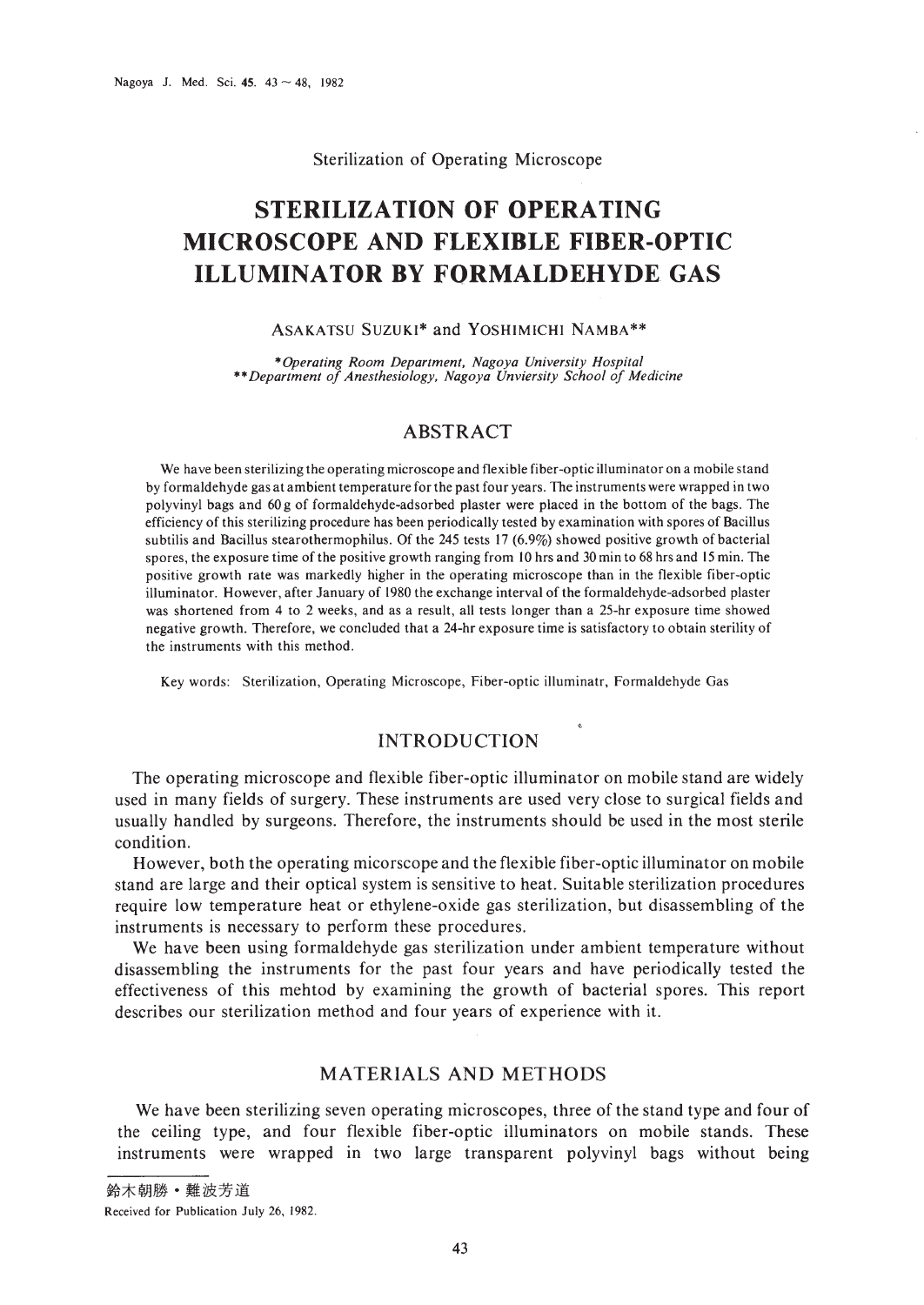Sterilization of Operating Microscope

# STERILIZATION OF OPERATING MICROSCOPE AND FLEXIBLE FIBER-OPTIC ILLUMINATOR BY FORMALDEHYDE GAS

ASAKATSU SUZUKI* and YOSHIMICHI NAMBA**

*\*Operating Room Department, Nagoya University Hospital*
*\*\*Department of Anesthesiology, Nagoya Unviersity School of Medicine*

## ABSTRACT

We have been sterilizing the operating microscope and flexible fiber-optic illuminator on a mobile stand by formaldehyde gas at ambient temperature for the past four years. The instruments were wrapped in two polyvinyl bags and 60 g of formaldehyde-adsorbed plaster were placed in the bottom of the bags. The efficiency of this sterilizing procedure has been periodically tested by examination with spores of Bacillus subtilis and Bacillus stearothermophilus. Of the 245 tests 17 (6.9%) showed positive growth of bacterial spores, the exposure time of the positive growth ranging from 10 hrs and 30 min to 68 hrs and 15 min. The positive growth rate was markedly higher in the operating microscope than in the flexible fiber-optic illuminator. However, after January of 1980 the exchange interval of the formaldehyde-adsorbed plaster was shortened from 4 to 2 weeks, and as a result, all tests longer than a 25-hr exposure time showed negative growth. Therefore, we concluded that a 24-hr exposure time is satisfactory to obtain sterility of the instruments with this method.

Key words: Sterilization, Operating Microscope, Fiber-optic illuminatr, Formaldehyde Gas

## INTRODUCTION

The operating microscope and flexible fiber-optic illuminator on mobile stand are widely used in many fields of surgery. These instruments are used very close to surgical fields and usually handled by surgeons. Therefore, the instruments should be used in the most sterile condition.

However, both the operating micorscope and the flexible fiber-optic illuminator on mobile stand are large and their optical system is sensitive to heat. Suitable sterilization procedures require low temperature heat or ethylene-oxide gas sterilization, but disassembling of the instruments is necessary to perform these procedures.

We have been using formaldehyde gas sterilization under ambient temperature without disassembling the instruments for the past four years and have periodically tested the effectiveness of this mehtod by examining the growth of bacterial spores. This report describes our sterilization method and four years of experience with it.

## MATERIALS AND METHODS

We have been sterilizing seven operating microscopes, three of the stand type and four of the ceiling type, and four flexible fiber-optic illuminators on mobile stands. These instruments were wrapped in two large transparent polyvinyl bags without being

鈴木朝勝・難波芳道

Received for Publication July 26, 1982.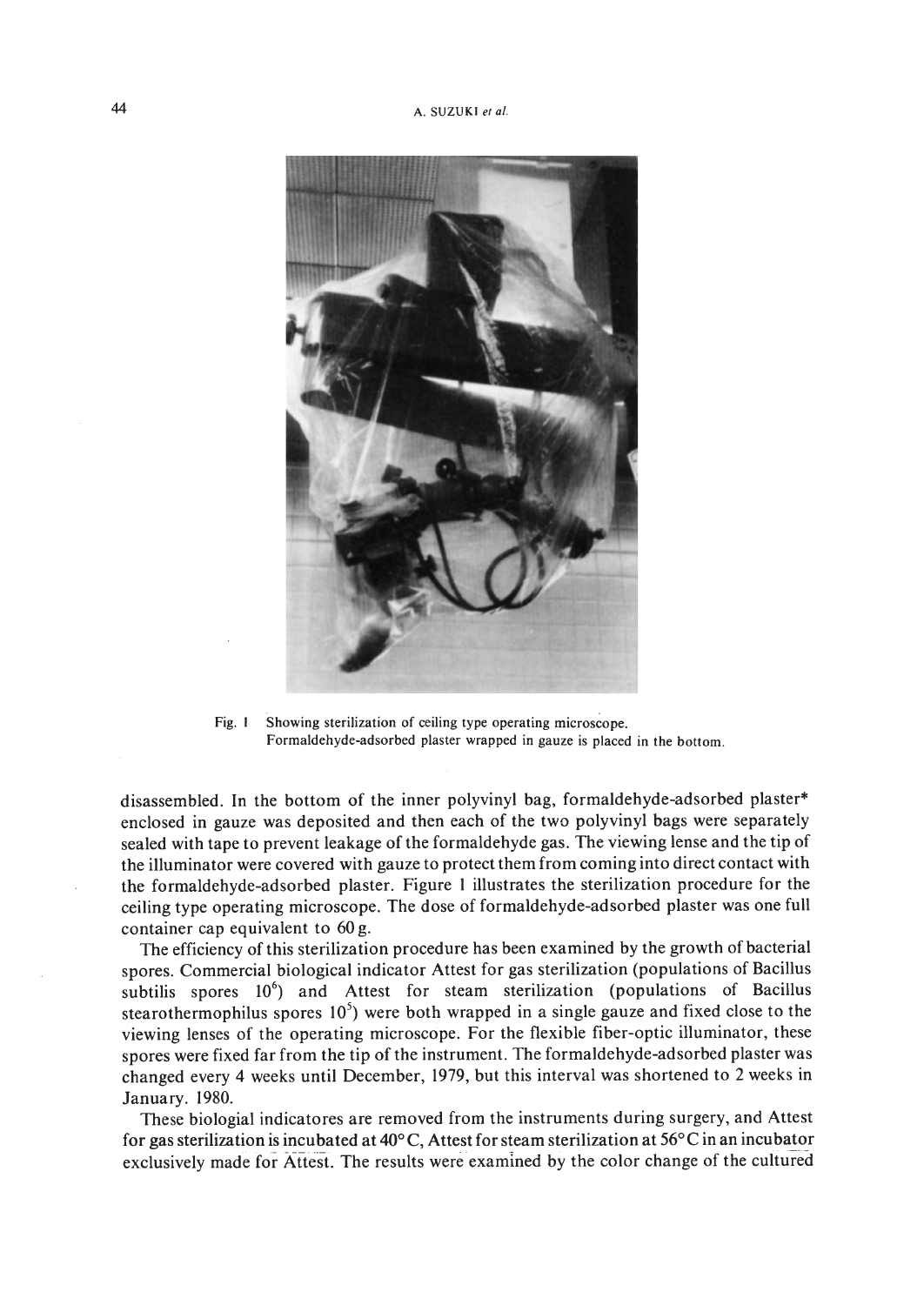Fig. 1 Showing sterilization of ceiling type operating microscope. Formaldehyde-adsorbed plaster wrapped in gauze is placed in the bottom.

disassembled. In the bottom of the inner polyvinyl bag, formaldehyde-adsorbed plaster* enclosed in gauze was deposited and then each of the two polyvinyl bags were separately sealed with tape to prevent leakage of the formaldehyde gas. The viewing lense and the tip of the illuminator were covered with gauze to protect them from coming into direct contact with the formaldehyde-adsorbed plaster. Figure 1 illustrates the sterilization procedure for the ceiling type operating microscope. The dose of formaldehyde-adsorbed plaster was one full container cap equivalent to 60 g.

The efficiency of this sterilization procedure has been examined by the growth of bacterial spores. Commercial biological indicator Attest for gas sterilization (populations of Bacillus subtilis spores $10^6$) and Attest for steam sterilization (populations of Bacillus stearothermophilus spores $10^5$) were both wrapped in a single gauze and fixed close to the viewing lenses of the operating microscope. For the flexible fiber-optic illuminator, these spores were fixed far from the tip of the instrument. The formaldehyde-adsorbed plaster was changed every 4 weeks until December, 1979, but this interval was shortened to 2 weeks in January. 1980.

These biologial indicatores are removed from the instruments during surgery, and Attest for gas sterilization is incubated at 40° C, Attest for steam sterilization at 56° C in an incubator exclusively made for Attest. The results were examined by the color change of the cultured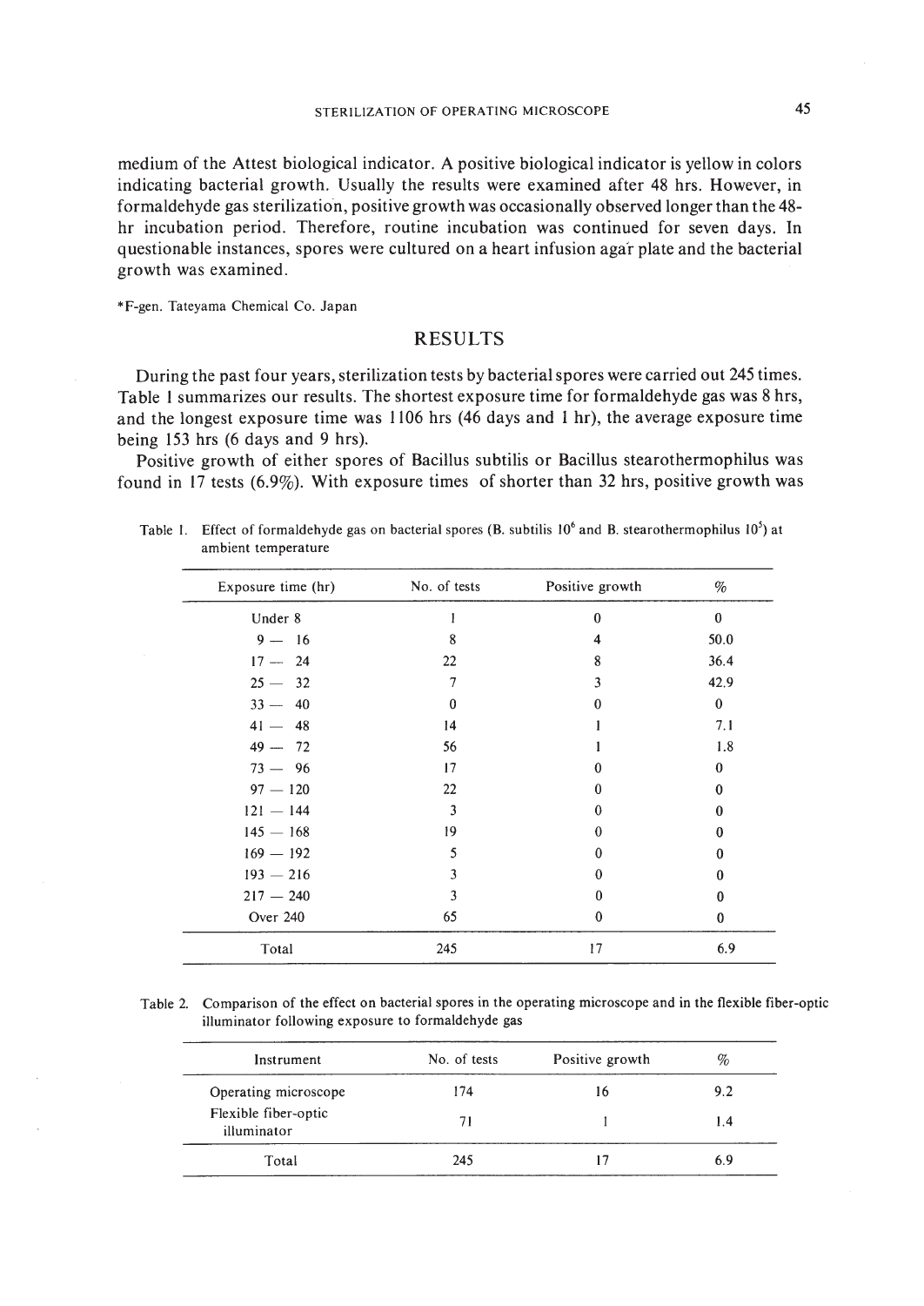medium of the Attest biological indicator. A positive biological indicator is yellow in colors indicating bacterial growth. Usually the results were examined after 48 hrs. However, in formaldehyde gas sterilization, positive growth was occasionally observed longer than the 48-hr incubation period. Therefore, routine incubation was continued for seven days. In questionable instances, spores were cultured on a heart infusion agar plate and the bacterial growth was examined.

*F-gen. Tateyama Chemical Co. Japan

## RESULTS

During the past four years, sterilization tests by bacterial spores were carried out 245 times. Table 1 summarizes our results. The shortest exposure time for formaldehyde gas was 8 hrs, and the longest exposure time was 1106 hrs (46 days and 1 hr), the average exposure time being 153 hrs (6 days and 9 hrs).

Positive growth of either spores of Bacillus subtilis or Bacillus stearothermophilus was found in 17 tests (6.9%). With exposure times of shorter than 32 hrs, positive growth was

Table 1. Effect of formaldehyde gas on bacterial spores (B. subtilis $10^6$ and B. stearothermophilus $10^5$) at ambient temperature

| Exposure time (hr) | No. of tests | Positive growth | % |
|---|---|---|---|
| Under 8 | 1 | 0 | 0 |
| 9 — 16 | 8 | 4 | 50.0 |
| 17 — 24 | 22 | 8 | 36.4 |
| 25 — 32 | 7 | 3 | 42.9 |
| 33 — 40 | 0 | 0 | 0 |
| 41 — 48 | 14 | 1 | 7.1 |
| 49 — 72 | 56 | 1 | 1.8 |
| 73 — 96 | 17 | 0 | 0 |
| 97 — 120 | 22 | 0 | 0 |
| 121 — 144 | 3 | 0 | 0 |
| 145 — 168 | 19 | 0 | 0 |
| 169 — 192 | 5 | 0 | 0 |
| 193 — 216 | 3 | 0 | 0 |
| 217 — 240 | 3 | 0 | 0 |
| Over 240 | 65 | 0 | 0 |
| Total | 245 | 17 | 6.9 |

Table 2. Comparison of the effect on bacterial spores in the operating microscope and in the flexible fiber-optic illuminator following exposure to formaldehyde gas

| Instrument | No. of tests | Positive growth | % |
|---|---|---|---|
| Operating microscope | 174 | 16 | 9.2 |
| Flexible fiber-optic illuminator | 71 | 1 | 1.4 |
| Total | 245 | 17 | 6.9 |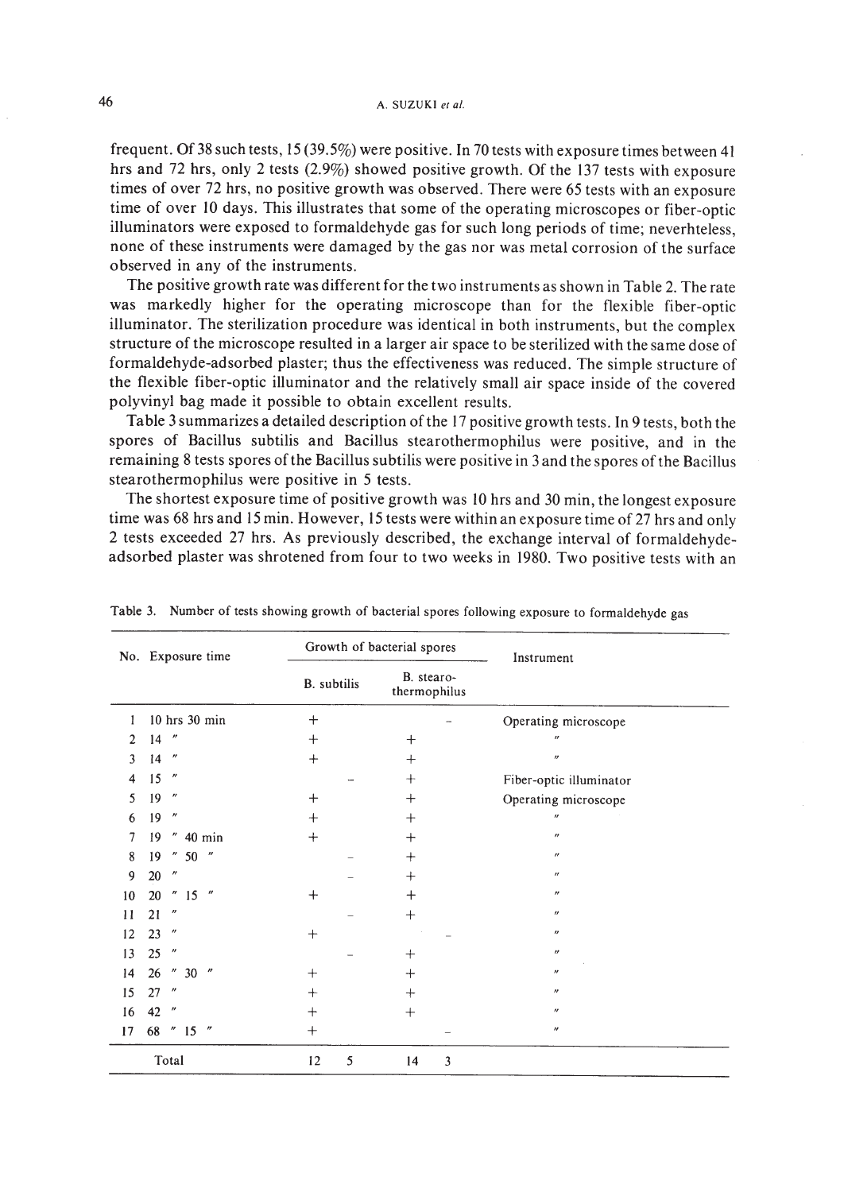frequent. Of 38 such tests, 15 (39.5%) were positive. In 70 tests with exposure times between 41 hrs and 72 hrs, only 2 tests (2.9%) showed positive growth. Of the 137 tests with exposure times of over 72 hrs, no positive growth was observed. There were 65 tests with an exposure time of over 10 days. This illustrates that some of the operating microscopes or fiber-optic illuminators were exposed to formaldehyde gas for such long periods of time; neverhteless, none of these instruments were damaged by the gas nor was metal corrosion of the surface observed in any of the instruments.

The positive growth rate was different for the two instruments as shown in Table 2. The rate was markedly higher for the operating microscope than for the flexible fiber-optic illuminator. The sterilization procedure was identical in both instruments, but the complex structure of the microscope resulted in a larger air space to be sterilized with the same dose of formaldehyde-adsorbed plaster; thus the effectiveness was reduced. The simple structure of the flexible fiber-optic illuminator and the relatively small air space inside of the covered polyvinyl bag made it possible to obtain excellent results.

Table 3 summarizes a detailed description of the 17 positive growth tests. In 9 tests, both the spores of Bacillus subtilis and Bacillus stearothermophilus were positive, and in the remaining 8 tests spores of the Bacillus subtilis were positive in 3 and the spores of the Bacillus stearothermophilus were positive in 5 tests.

The shortest exposure time of positive growth was 10 hrs and 30 min, the longest exposure time was 68 hrs and 15 min. However, 15 tests were within an exposure time of 27 hrs and only 2 tests exceeded 27 hrs. As previously described, the exchange interval of formaldehyde-adsorbed plaster was shrotened from four to two weeks in 1980. Two positive tests with an

Table 3. Number of tests showing growth of bacterial spores following exposure to formaldehyde gas

| No. | Exposure time | Growth of bacterial spores | | | | Instrument |
|---|---|---|---|---|---|---|
| | | B. subtilis | | B. stearo-thermophilus | | |
| | | + | − | + | − | |
| 1 | 10 hrs 30 min | + | | | − | Operating microscope |
| 2 | 14 ″ | + | | + | | ″ |
| 3 | 14 ″ | + | | + | | ″ |
| 4 | 15 ″ | | − | + | | Fiber-optic illuminator |
| 5 | 19 ″ | + | | + | | Operating microscope |
| 6 | 19 ″ | + | | + | | ″ |
| 7 | 19 ″ 40 min | + | | + | | ″ |
| 8 | 19 ″ 50 ″ | | − | + | | ″ |
| 9 | 20 ″ | | − | + | | ″ |
| 10 | 20 ″ 15 ″ | + | | + | | ″ |
| 11 | 21 ″ | | − | + | | ″ |
| 12 | 23 ″ | + | | | − | ″ |
| 13 | 25 ″ | | − | + | | ″ |
| 14 | 26 ″ 30 ″ | + | | + | | ″ |
| 15 | 27 ″ | + | | + | | ″ |
| 16 | 42 ″ | + | | + | | ″ |
| 17 | 68 ″ 15 ″ | + | | | − | ″ |
| | Total | 12 | 5 | 14 | 3 | |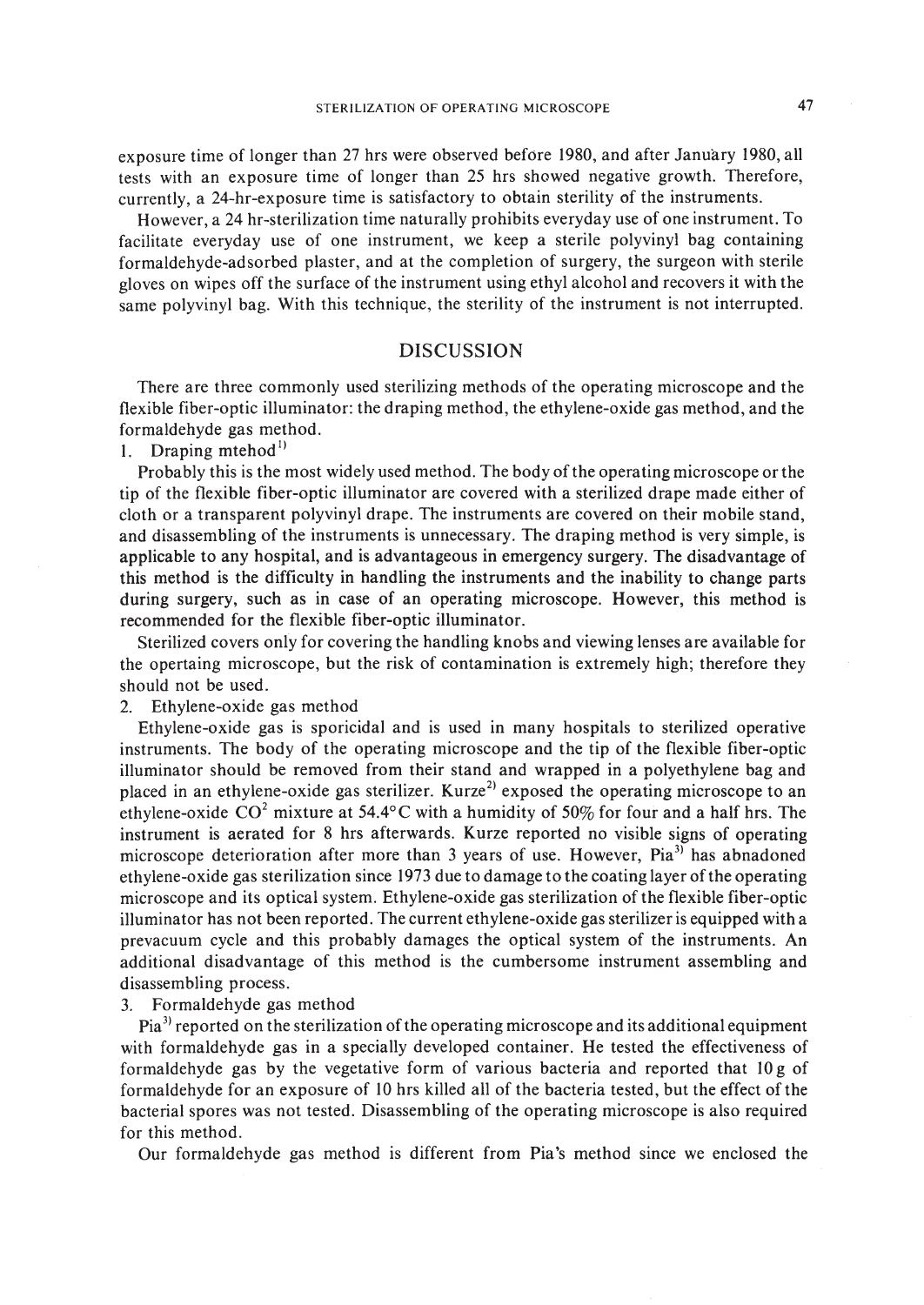exposure time of longer than 27 hrs were observed before 1980, and after January 1980, all tests with an exposure time of longer than 25 hrs showed negative growth. Therefore, currently, a 24-hr-exposure time is satisfactory to obtain sterility of the instruments.

However, a 24 hr-sterilization time naturally prohibits everyday use of one instrument. To facilitate everyday use of one instrument, we keep a sterile polyvinyl bag containing formaldehyde-adsorbed plaster, and at the completion of surgery, the surgeon with sterile gloves on wipes off the surface of the instrument using ethyl alcohol and recovers it with the same polyvinyl bag. With this technique, the sterility of the instrument is not interrupted.

## DISCUSSION

There are three commonly used sterilizing methods of the operating microscope and the flexible fiber-optic illuminator: the draping method, the ethylene-oxide gas method, and the formaldehyde gas method.

1. Draping mtehod[1]

Probably this is the most widely used method. The body of the operating microscope or the tip of the flexible fiber-optic illuminator are covered with a sterilized drape made either of cloth or a transparent polyvinyl drape. The instruments are covered on their mobile stand, and disassembling of the instruments is unnecessary. The draping method is very simple, is applicable to any hospital, and is advantageous in emergency surgery. The disadvantage of this method is the difficulty in handling the instruments and the inability to change parts during surgery, such as in case of an operating microscope. However, this method is recommended for the flexible fiber-optic illuminator.

Sterilized covers only for covering the handling knobs and viewing lenses are available for the opertaing microscope, but the risk of contamination is extremely high; therefore they should not be used.

2. Ethylene-oxide gas method

Ethylene-oxide gas is sporicidal and is used in many hospitals to sterilized operative instruments. The body of the operating microscope and the tip of the flexible fiber-optic illuminator should be removed from their stand and wrapped in a polyethylene bag and placed in an ethylene-oxide gas sterilizer. Kurze[2] exposed the operating microscope to an ethylene-oxide $CO^2$ mixture at 54.4°C with a humidity of 50% for four and a half hrs. The instrument is aerated for 8 hrs afterwards. Kurze reported no visible signs of operating microscope deterioration after more than 3 years of use. However, Pia[3] has abnadoned ethylene-oxide gas sterilization since 1973 due to damage to the coating layer of the operating microscope and its optical system. Ethylene-oxide gas sterilization of the flexible fiber-optic illuminator has not been reported. The current ethylene-oxide gas sterilizer is equipped with a prevacuum cycle and this probably damages the optical system of the instruments. An additional disadvantage of this method is the cumbersome instrument assembling and disassembling process.

3. Formaldehyde gas method

Pia[3] reported on the sterilization of the operating microscope and its additional equipment with formaldehyde gas in a specially developed container. He tested the effectiveness of formaldehyde gas by the vegetative form of various bacteria and reported that 10 g of formaldehyde for an exposure of 10 hrs killed all of the bacteria tested, but the effect of the bacterial spores was not tested. Disassembling of the operating microscope is also required for this method.

Our formaldehyde gas method is different from Pia's method since we enclosed the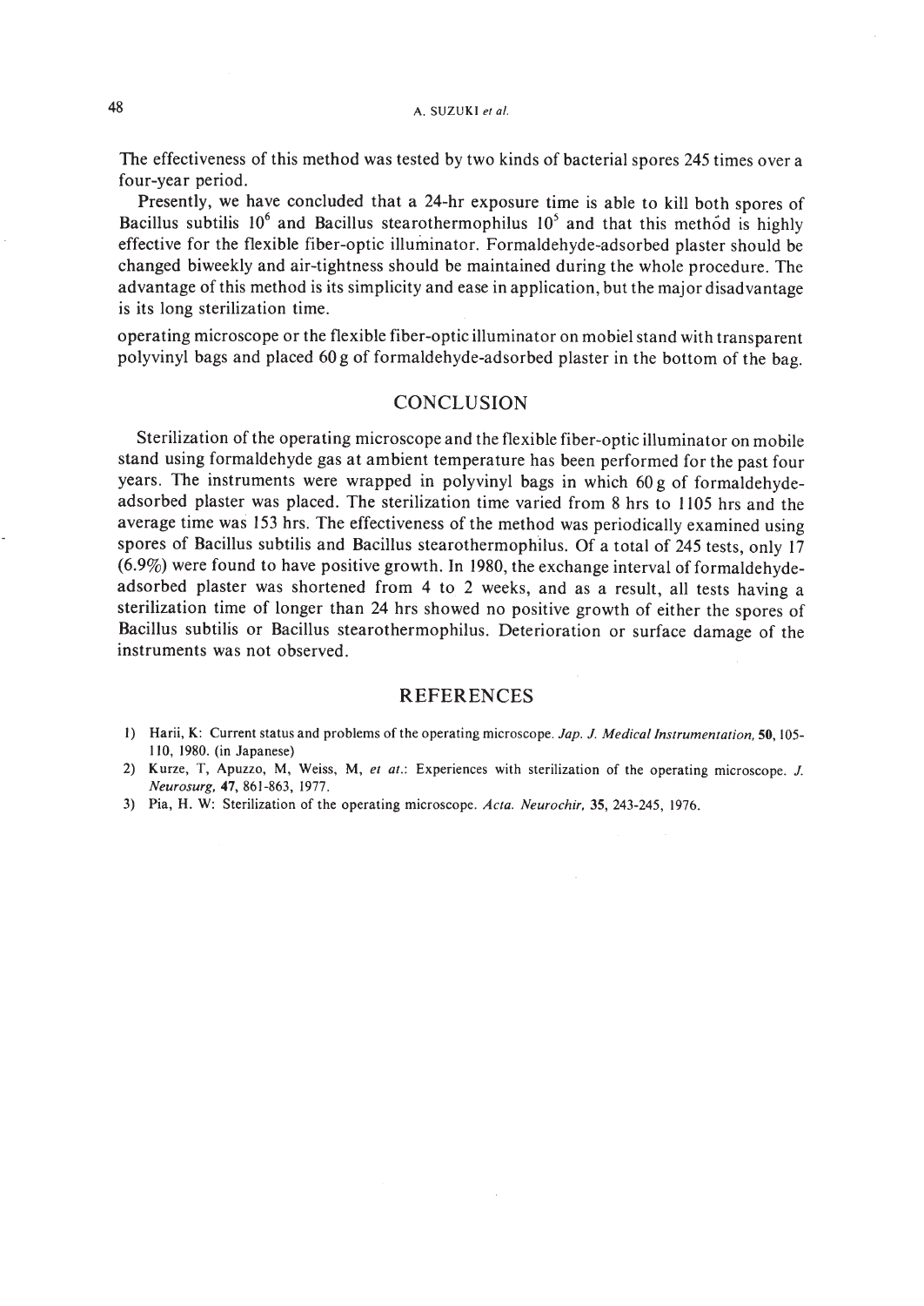The effectiveness of this method was tested by two kinds of bacterial spores 245 times over a four-year period.

Presently, we have concluded that a 24-hr exposure time is able to kill both spores of Bacillus subtilis $10^6$ and Bacillus stearothermophilus $10^5$ and that this method is highly effective for the flexible fiber-optic illuminator. Formaldehyde-adsorbed plaster should be changed biweekly and air-tightness should be maintained during the whole procedure. The advantage of this method is its simplicity and ease in application, but the major disadvantage is its long sterilization time.

operating microscope or the flexible fiber-optic illuminator on mobiel stand with transparent polyvinyl bags and placed 60 g of formaldehyde-adsorbed plaster in the bottom of the bag.

## CONCLUSION

Sterilization of the operating microscope and the flexible fiber-optic illuminator on mobile stand using formaldehyde gas at ambient temperature has been performed for the past four years. The instruments were wrapped in polyvinyl bags in which 60 g of formaldehyde-adsorbed plaster was placed. The sterilization time varied from 8 hrs to 1105 hrs and the average time was 153 hrs. The effectiveness of the method was periodically examined using spores of Bacillus subtilis and Bacillus stearothermophilus. Of a total of 245 tests, only 17 (6.9%) were found to have positive growth. In 1980, the exchange interval of formaldehyde-adsorbed plaster was shortened from 4 to 2 weeks, and as a result, all tests having a sterilization time of longer than 24 hrs showed no positive growth of either the spores of Bacillus subtilis or Bacillus stearothermophilus. Deterioration or surface damage of the instruments was not observed.

## REFERENCES

1) Harii, K: Current status and problems of the operating microscope. *Jap. J. Medical Instrumentation,* **50**, 105-110, 1980. (in Japanese)
2) Kurze, T, Apuzzo, M, Weiss, M, *et at.*: Experiences with sterilization of the operating microscope. *J. Neurosurg,* **47**, 861-863, 1977.
3) Pia, H. W: Sterilization of the operating microscope. *Acta. Neurochir,* **35**, 243-245, 1976.